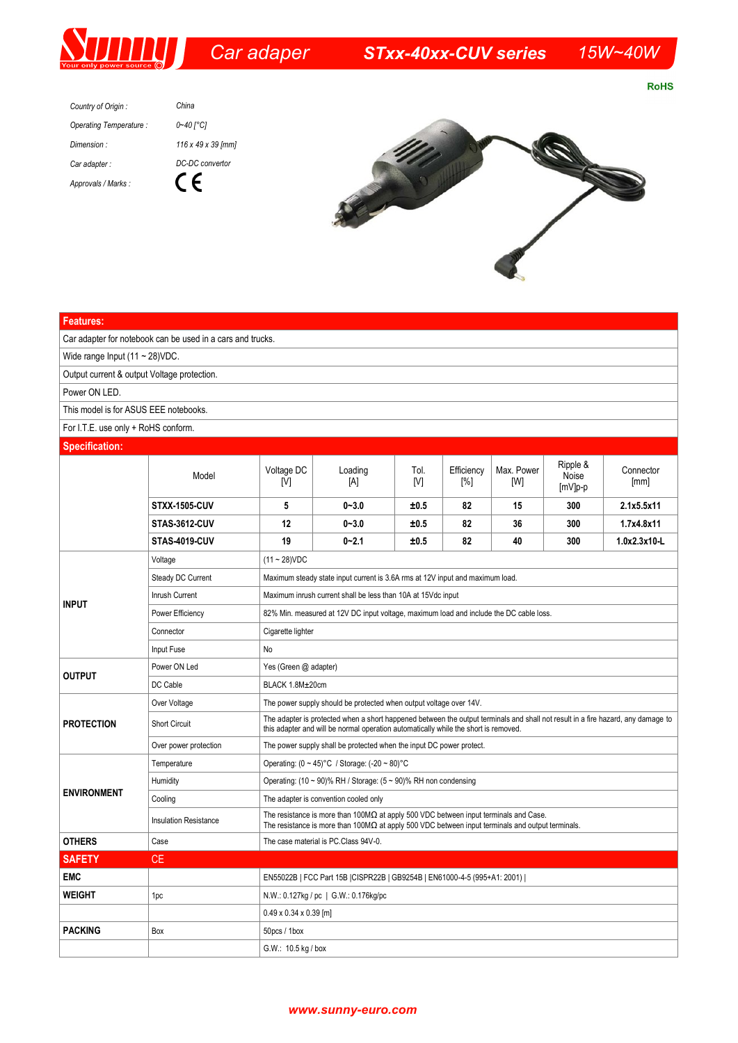# Car adaper — STxx-40xx-CUV series — 15W~40W

RoHS

| | |
|---|---|
| *Country of Origin :* | *China* |
| *Operating Temperature :* | *0~40 [°C]* |
| *Dimension :* | *116 x 49 x 39 [mm]* |
| *Car adapter :* | *DC-DC convertor* |
| *Approvals / Marks :* | CE |

## Features:

| |
|---|
| Car adapter for notebook can be used in a cars and trucks. |
| Wide range Input (11 ~ 28)VDC. |
| Output current & output Voltage protection. |
| Power ON LED. |
| This model is for ASUS EEE notebooks. |
| For I.T.E. use only + RoHS conform. |

## Specification:

| | Model | Voltage DC [V] | Loading [A] | Tol. [V] | Efficiency [%] | Max. Power [W] | Ripple & Noise [mV]p-p | Connector [mm] |
|---|---|---|---|---|---|---|---|---|
| | **STXX-1505-CUV** | **5** | **0~3.0** | **±0.5** | **82** | **15** | **300** | **2.1x5.5x11** |
| | **STAS-3612-CUV** | **12** | **0~3.0** | **±0.5** | **82** | **36** | **300** | **1.7x4.8x11** |
| | **STAS-4019-CUV** | **19** | **0~2.1** | **±0.5** | **82** | **40** | **300** | **1.0x2.3x10-L** |

| | | |
|---|---|---|
| **INPUT** | Voltage | (11 ~ 28)VDC |
| | Steady DC Current | Maximum steady state input current is 3.6A rms at 12V input and maximum load. |
| | Inrush Current | Maximum inrush current shall be less than 10A at 15Vdc input |
| | Power Efficiency | 82% Min. measured at 12V DC input voltage, maximum load and include the DC cable loss. |
| | Connector | Cigarette lighter |
| | Input Fuse | No |
| **OUTPUT** | Power ON Led | Yes (Green @ adapter) |
| | DC Cable | BLACK 1.8M±20cm |
| **PROTECTION** | Over Voltage | The power supply should be protected when output voltage over 14V. |
| | Short Circuit | The adapter is protected when a short happened between the output terminals and shall not result in a fire hazard, any damage to this adapter and will be normal operation automatically while the short is removed. |
| | Over power protection | The power supply shall be protected when the input DC power protect. |
| **ENVIRONMENT** | Temperature | Operating: (0 ~ 45)°C / Storage: (-20 ~ 80)°C |
| | Humidity | Operating: (10 ~ 90)% RH / Storage: (5 ~ 90)% RH non condensing |
| | Cooling | The adapter is convention cooled only |
| | Insulation Resistance | The resistance is more than 100MΩ at apply 500 VDC between input terminals and Case. The resistance is more than 100MΩ at apply 500 VDC between input terminals and output terminals. |
| **OTHERS** | Case | The case material is PC.Class 94V-0. |
| **SAFETY** | CE | |
| **EMC** | | EN55022B \| FCC Part 15B \|CISPR22B \| GB9254B \| EN61000-4-5 (995+A1: 2001) \| |
| **WEIGHT** | 1pc | N.W.: 0.127kg / pc \| G.W.: 0.176kg/pc |
| | | 0.49 x 0.34 x 0.39 [m] |
| **PACKING** | Box | 50pcs / 1box |
| | | G.W.: 10.5 kg / box |

www.sunny-euro.com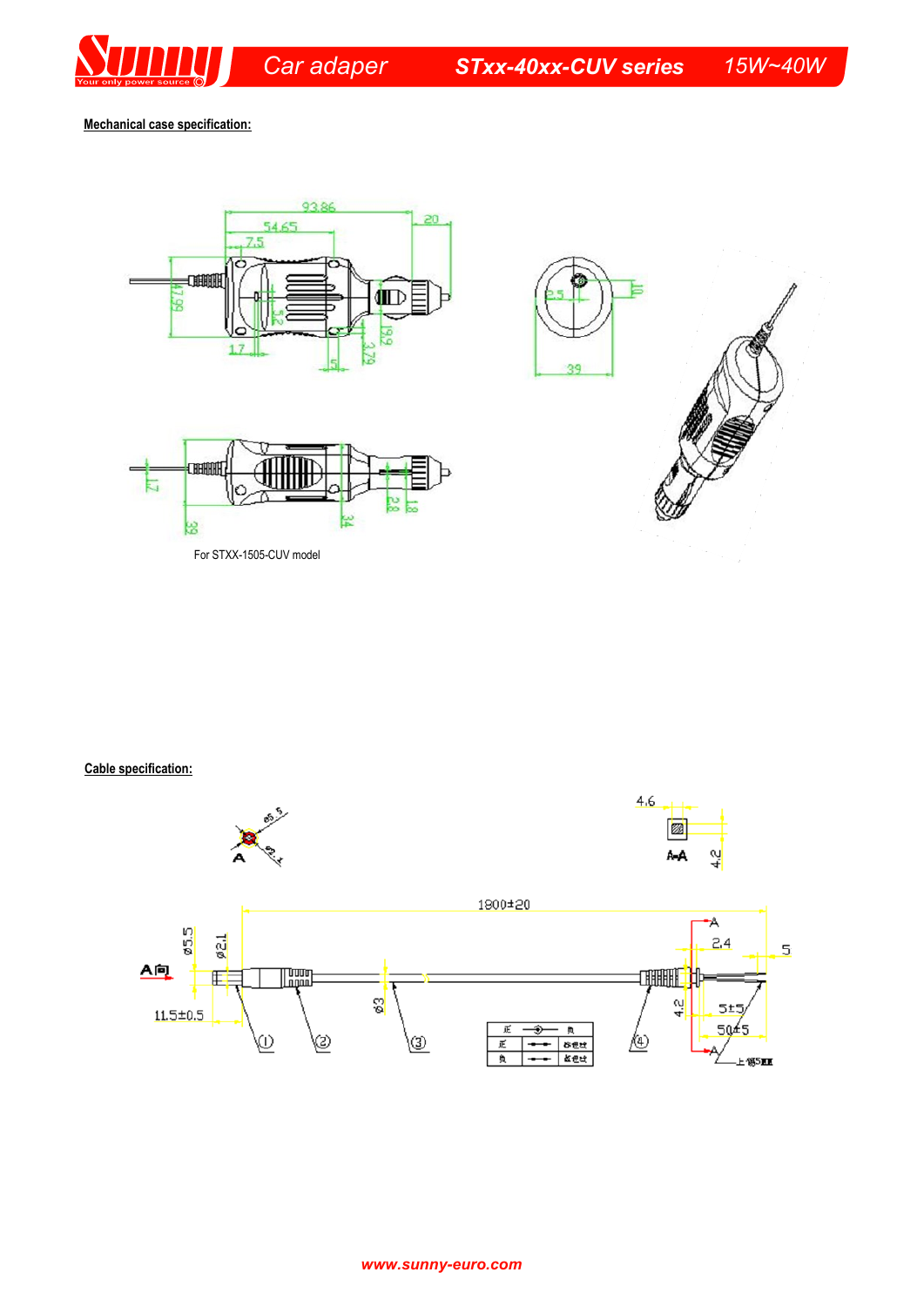## Mechanical case specification:

93.86
54.65
7.5
20
47.99
32
19.9
3.79
1.7
5
39
12.5
10
11
39
34
2.8
1.8

For STXX-1505-CUV model

## Cable specification:

A
ø5.5
ø2.1
4.6
A-A
4.2
1800±20
A
2.4
5
A向
ø5.5
ø2.1
11.5±0.5
ø3
4.2
5±5
50±5
①
②
③
④
A
上锡5mm

| 正 | | 负 |
|---|---|---|
| 正 | | 白色 |
| 负 | | 黑色 |

www.sunny-euro.com